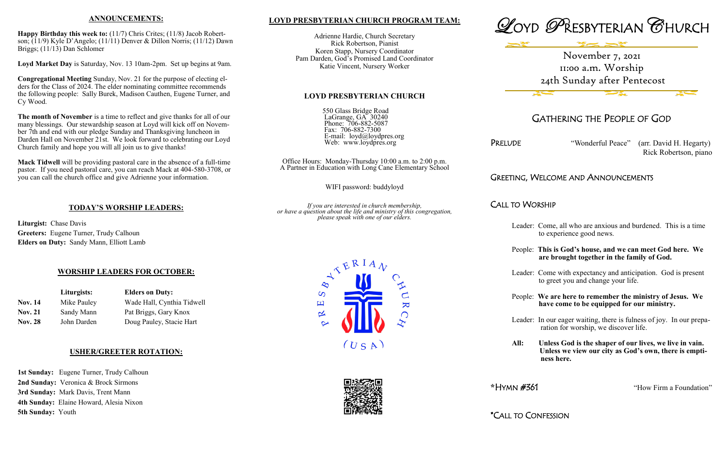## ANNOUNCEMENTS:

**Happy Birthday this week to:** (11/7) Chris Crites; (11/8) Jacob Robertson; (11/9) Kyle D'Angelo; (11/11) Denver & Dillon Norris; (11/12) Dawn Briggs; (11/13) Dan Schlomer

**Loyd Market Day** is Saturday, Nov. 13 10am-2pm. Set up begins at 9am.

**Congregational Meeting** Sunday, Nov. 21 for the purpose of electing elders for the Class of 2024. The elder nominating committee recommends the following people: Sally Burek, Madison Cauthen, Eugene Turner, and Cy Wood.

**The month of November** is a time to reflect and give thanks for all of our many blessings. Our stewardship season at Loyd will kick off on November 7th and end with our pledge Sunday and Thanksgiving luncheon in Darden Hall on November 21st. We look forward to celebrating our Loyd Church family and hope you will all join us to give thanks!

**Mack Tidwell** will be providing pastoral care in the absence of a full-time pastor. If you need pastoral care, you can reach Mack at 404-580-3708, or you can call the church office and give Adrienne your information.

## TODAY'S WORSHIP LEADERS:

**Liturgist:** Chase Davis
**Greeters:** Eugene Turner, Trudy Calhoun
**Elders on Duty:** Sandy Mann, Elliott Lamb

## WORSHIP LEADERS FOR OCTOBER:

| | Liturgists: | Elders on Duty: |
|---|---|---|
| **Nov. 14** | Mike Pauley | Wade Hall, Cynthia Tidwell |
| **Nov. 21** | Sandy Mann | Pat Briggs, Gary Knox |
| **Nov. 28** | John Darden | Doug Pauley, Stacie Hart |

## USHER/GREETER ROTATION:

**1st Sunday:** Eugene Turner, Trudy Calhoun
**2nd Sunday:** Veronica & Brock Sirmons
**3rd Sunday:** Mark Davis, Trent Mann
**4th Sunday:** Elaine Howard, Alesia Nixon
**5th Sunday:** Youth

## LOYD PRESBYTERIAN CHURCH PROGRAM TEAM:

Adrienne Hardie, Church Secretary
Rick Robertson, Pianist
Koren Stapp, Nursery Coordinator
Pam Darden, God's Promised Land Coordinator
Katie Vincent, Nursery Worker

## LOYD PRESBYTERIAN CHURCH

550 Glass Bridge Road
LaGrange, GA 30240
Phone: 706-882-5087
Fax: 706-882-7300
E-mail: loyd@loydpres.org
Web: www.loydpres.org

Office Hours: Monday-Thursday 10:00 a.m. to 2:00 p.m.
A Partner in Education with Long Cane Elementary School

WIFI password: buddyloyd

*If you are interested in church membership, or have a question about the life and ministry of this congregation, please speak with one of our elders.*

# LOYD PRESBYTERIAN CHURCH

November 7, 2021
11:00 a.m. Worship
24th Sunday after Pentecost

## GATHERING THE PEOPLE OF GOD

PRELUDE "Wonderful Peace" (arr. David H. Hegarty)
Rick Robertson, piano

GREETING, WELCOME AND ANNOUNCEMENTS

CALL TO WORSHIP

Leader: Come, all who are anxious and burdened. This is a time to experience good news.

People: **This is God's house, and we can meet God here. We are brought together in the family of God.**

Leader: Come with expectancy and anticipation. God is present to greet you and change your life.

People: **We are here to remember the ministry of Jesus. We have come to be equipped for our ministry.**

Leader: In our eager waiting, there is fulness of joy. In our preparation for worship, we discover life.

**All: Unless God is the shaper of our lives, we live in vain. Unless we view our city as God's own, there is emptiness here.**

*HYMN #361 "How Firm a Foundation"

*CALL TO CONFESSION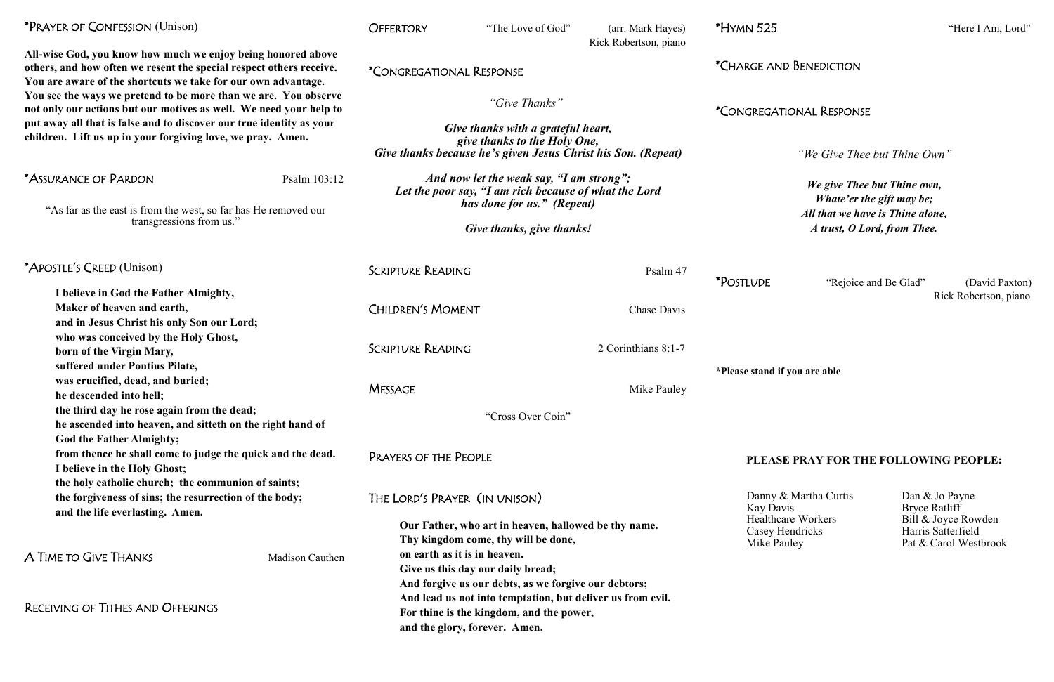## *Prayer of Confession (Unison)

**All-wise God, you know how much we enjoy being honored above others, and how often we resent the special respect others receive. You are aware of the shortcuts we take for our own advantage. You see the ways we pretend to be more than we are. You observe not only our actions but our motives as well. We need your help to put away all that is false and to discover our true identity as your children. Lift us up in your forgiving love, we pray. Amen.**

## *Assurance of Pardon — Psalm 103:12

"As far as the east is from the west, so far has He removed our transgressions from us."

## *Apostle's Creed (Unison)

**I believe in God the Father Almighty,**
**Maker of heaven and earth,**
**and in Jesus Christ his only Son our Lord;**
**who was conceived by the Holy Ghost,**
**born of the Virgin Mary,**
**suffered under Pontius Pilate,**
**was crucified, dead, and buried;**
**he descended into hell;**
**the third day he rose again from the dead;**
**he ascended into heaven, and sitteth on the right hand of God the Father Almighty;**
**from thence he shall come to judge the quick and the dead.**
**I believe in the Holy Ghost;**
**the holy catholic church; the communion of saints;**
**the forgiveness of sins; the resurrection of the body;**
**and the life everlasting. Amen.**

## A Time to Give Thanks — Madison Cauthen

## Receiving of Tithes and Offerings

## Offertory — "The Love of God" (arr. Mark Hayes)

Rick Robertson, piano

## *Congregational Response

*"Give Thanks"*

***Give thanks with a grateful heart,***
***give thanks to the Holy One,***
***Give thanks because he's given Jesus Christ his Son. (Repeat)***

***And now let the weak say, "I am strong";***
***Let the poor say, "I am rich because of what the Lord has done for us." (Repeat)***

***Give thanks, give thanks!***

## Scripture Reading — Psalm 47

## Children's Moment — Chase Davis

## Scripture Reading — 2 Corinthians 8:1-7

## Message — Mike Pauley

"Cross Over Coin"

## Prayers of the People

## The Lord's Prayer (in unison)

**Our Father, who art in heaven, hallowed be thy name.**
**Thy kingdom come, thy will be done,**
**on earth as it is in heaven.**
**Give us this day our daily bread;**
**And forgive us our debts, as we forgive our debtors;**
**And lead us not into temptation, but deliver us from evil.**
**For thine is the kingdom, and the power,**
**and the glory, forever. Amen.**

## *Hymn 525 — "Here I Am, Lord"

## *Charge and Benediction

## *Congregational Response

*"We Give Thee but Thine Own"*

***We give Thee but Thine own,***
***Whate'er the gift may be;***
***All that we have is Thine alone,***
***A trust, O Lord, from Thee.***

## *Postlude — "Rejoice and Be Glad" (David Paxton)

Rick Robertson, piano

**\*Please stand if you are able**

### PLEASE PRAY FOR THE FOLLOWING PEOPLE:

| | |
|---|---|
| Danny & Martha Curtis | Dan & Jo Payne |
| Kay Davis | Bryce Ratliff |
| Healthcare Workers | Bill & Joyce Rowden |
| Casey Hendricks | Harris Satterfield |
| Mike Pauley | Pat & Carol Westbrook |